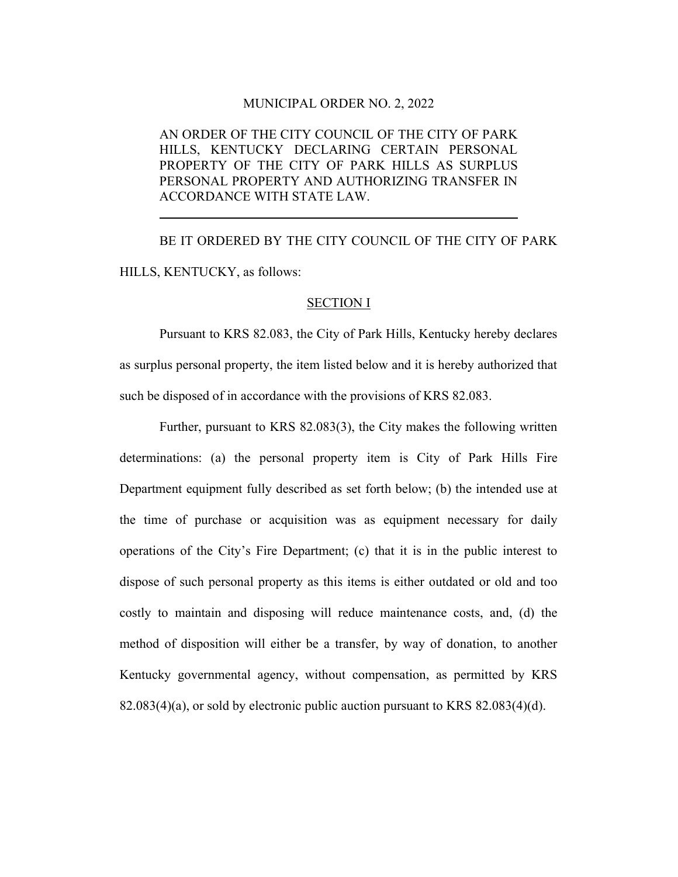# MUNICIPAL ORDER NO. 2, 2022

AN ORDER OF THE CITY COUNCIL OF THE CITY OF PARK HILLS, KENTUCKY DECLARING CERTAIN PERSONAL PROPERTY OF THE CITY OF PARK HILLS AS SURPLUS PERSONAL PROPERTY AND AUTHORIZING TRANSFER IN ACCORDANCE WITH STATE LAW.

---

BE IT ORDERED BY THE CITY COUNCIL OF THE CITY OF PARK HILLS, KENTUCKY, as follows:

## SECTION I

Pursuant to KRS 82.083, the City of Park Hills, Kentucky hereby declares as surplus personal property, the item listed below and it is hereby authorized that such be disposed of in accordance with the provisions of KRS 82.083.

Further, pursuant to KRS 82.083(3), the City makes the following written determinations: (a) the personal property item is City of Park Hills Fire Department equipment fully described as set forth below; (b) the intended use at the time of purchase or acquisition was as equipment necessary for daily operations of the City's Fire Department; (c) that it is in the public interest to dispose of such personal property as this items is either outdated or old and too costly to maintain and disposing will reduce maintenance costs, and, (d) the method of disposition will either be a transfer, by way of donation, to another Kentucky governmental agency, without compensation, as permitted by KRS 82.083(4)(a), or sold by electronic public auction pursuant to KRS 82.083(4)(d).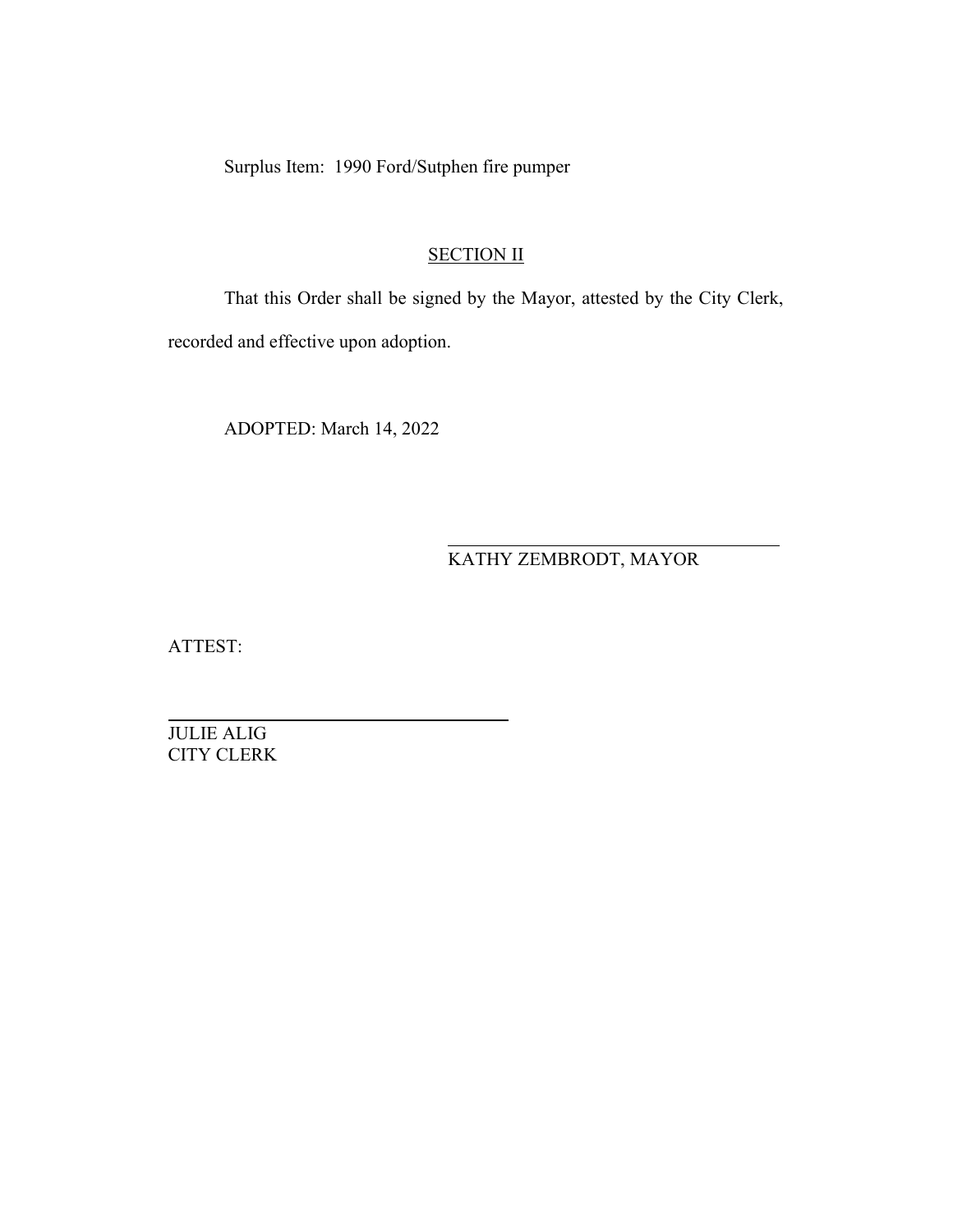Surplus Item: 1990 Ford/Sutphen fire pumper

## SECTION II

That this Order shall be signed by the Mayor, attested by the City Clerk, recorded and effective upon adoption.

ADOPTED: March 14, 2022

\_\_\_\_\_\_\_\_\_\_\_\_\_\_\_\_\_\_\_\_\_\_\_\_\_\_\_\_\_\_\_\_
KATHY ZEMBRODT, MAYOR

ATTEST:

\_\_\_\_\_\_\_\_\_\_\_\_\_\_\_\_\_\_\_\_\_\_\_\_\_\_\_\_\_\_\_\_
JULIE ALIG
CITY CLERK